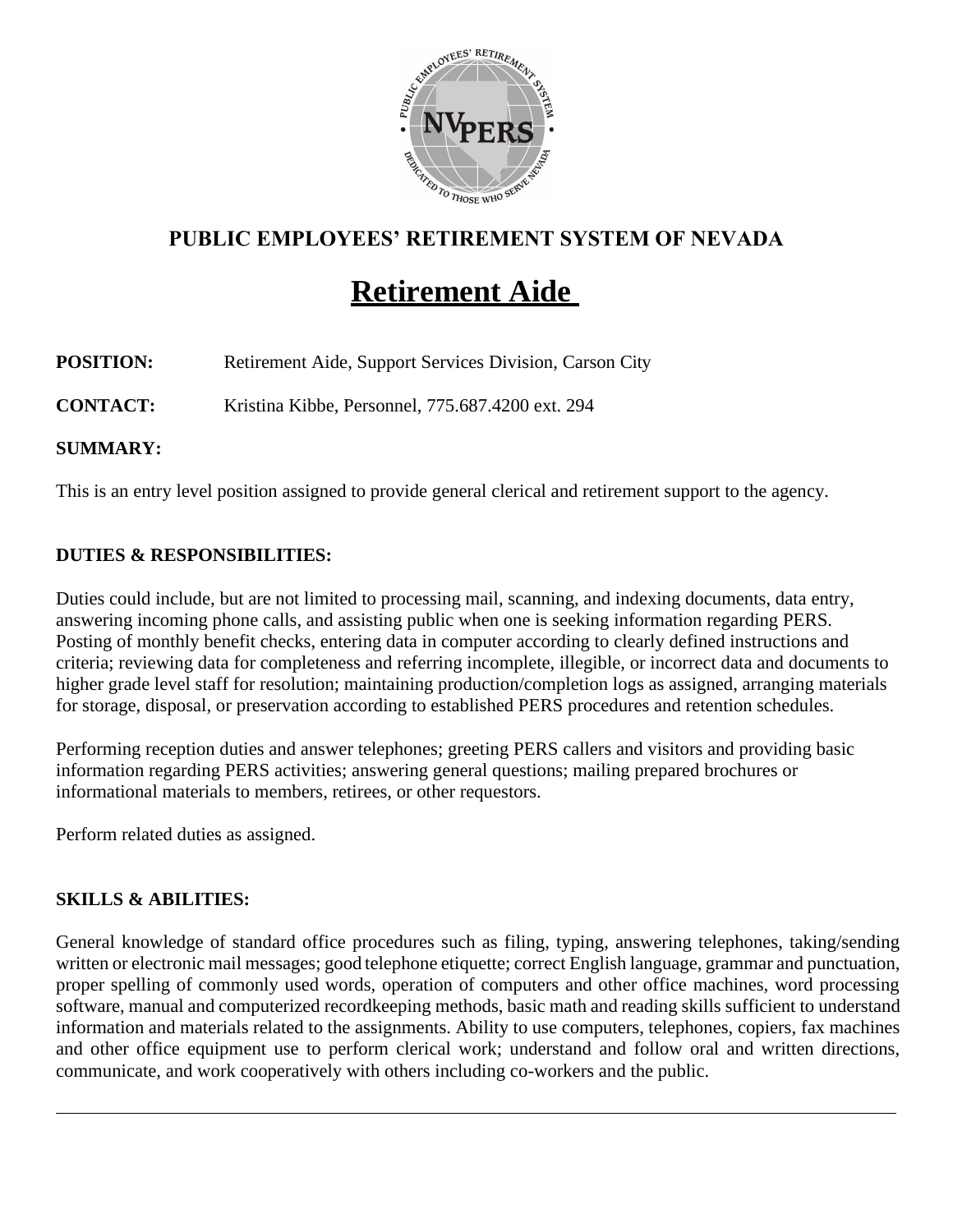## PUBLIC EMPLOYEES' RETIREMENT SYSTEM OF NEVADA

# Retirement Aide

**POSITION:** Retirement Aide, Support Services Division, Carson City

**CONTACT:** Kristina Kibbe, Personnel, 775.687.4200 ext. 294

**SUMMARY:**

This is an entry level position assigned to provide general clerical and retirement support to the agency.

**DUTIES & RESPONSIBILITIES:**

Duties could include, but are not limited to processing mail, scanning, and indexing documents, data entry, answering incoming phone calls, and assisting public when one is seeking information regarding PERS. Posting of monthly benefit checks, entering data in computer according to clearly defined instructions and criteria; reviewing data for completeness and referring incomplete, illegible, or incorrect data and documents to higher grade level staff for resolution; maintaining production/completion logs as assigned, arranging materials for storage, disposal, or preservation according to established PERS procedures and retention schedules.

Performing reception duties and answer telephones; greeting PERS callers and visitors and providing basic information regarding PERS activities; answering general questions; mailing prepared brochures or informational materials to members, retirees, or other requestors.

Perform related duties as assigned.

**SKILLS & ABILITIES:**

General knowledge of standard office procedures such as filing, typing, answering telephones, taking/sending written or electronic mail messages; good telephone etiquette; correct English language, grammar and punctuation, proper spelling of commonly used words, operation of computers and other office machines, word processing software, manual and computerized recordkeeping methods, basic math and reading skills sufficient to understand information and materials related to the assignments. Ability to use computers, telephones, copiers, fax machines and other office equipment use to perform clerical work; understand and follow oral and written directions, communicate, and work cooperatively with others including co-workers and the public.

---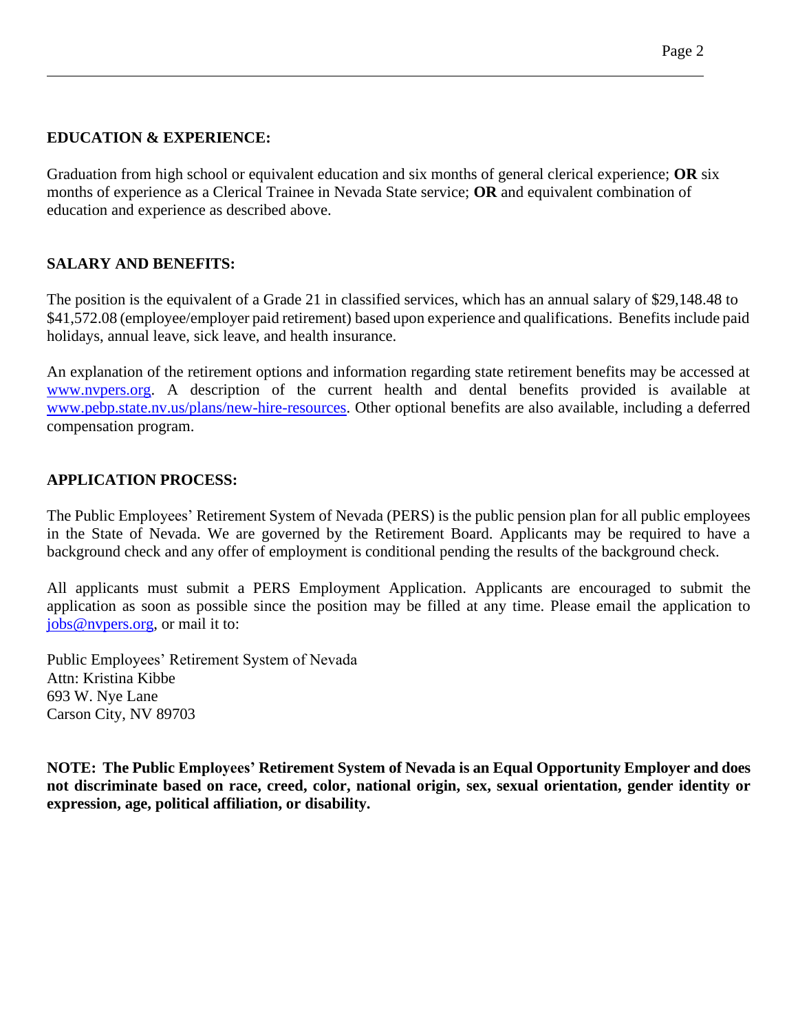**EDUCATION & EXPERIENCE:**

Graduation from high school or equivalent education and six months of general clerical experience; **OR** six months of experience as a Clerical Trainee in Nevada State service; **OR** and equivalent combination of education and experience as described above.

**SALARY AND BENEFITS:**

The position is the equivalent of a Grade 21 in classified services, which has an annual salary of $29,148.48 to $41,572.08 (employee/employer paid retirement) based upon experience and qualifications. Benefits include paid holidays, annual leave, sick leave, and health insurance.

An explanation of the retirement options and information regarding state retirement benefits may be accessed at www.nvpers.org. A description of the current health and dental benefits provided is available at www.pebp.state.nv.us/plans/new-hire-resources. Other optional benefits are also available, including a deferred compensation program.

**APPLICATION PROCESS:**

The Public Employees' Retirement System of Nevada (PERS) is the public pension plan for all public employees in the State of Nevada. We are governed by the Retirement Board. Applicants may be required to have a background check and any offer of employment is conditional pending the results of the background check.

All applicants must submit a PERS Employment Application. Applicants are encouraged to submit the application as soon as possible since the position may be filled at any time. Please email the application to jobs@nvpers.org, or mail it to:

Public Employees' Retirement System of Nevada
Attn: Kristina Kibbe
693 W. Nye Lane
Carson City, NV 89703

**NOTE: The Public Employees' Retirement System of Nevada is an Equal Opportunity Employer and does not discriminate based on race, creed, color, national origin, sex, sexual orientation, gender identity or expression, age, political affiliation, or disability.**